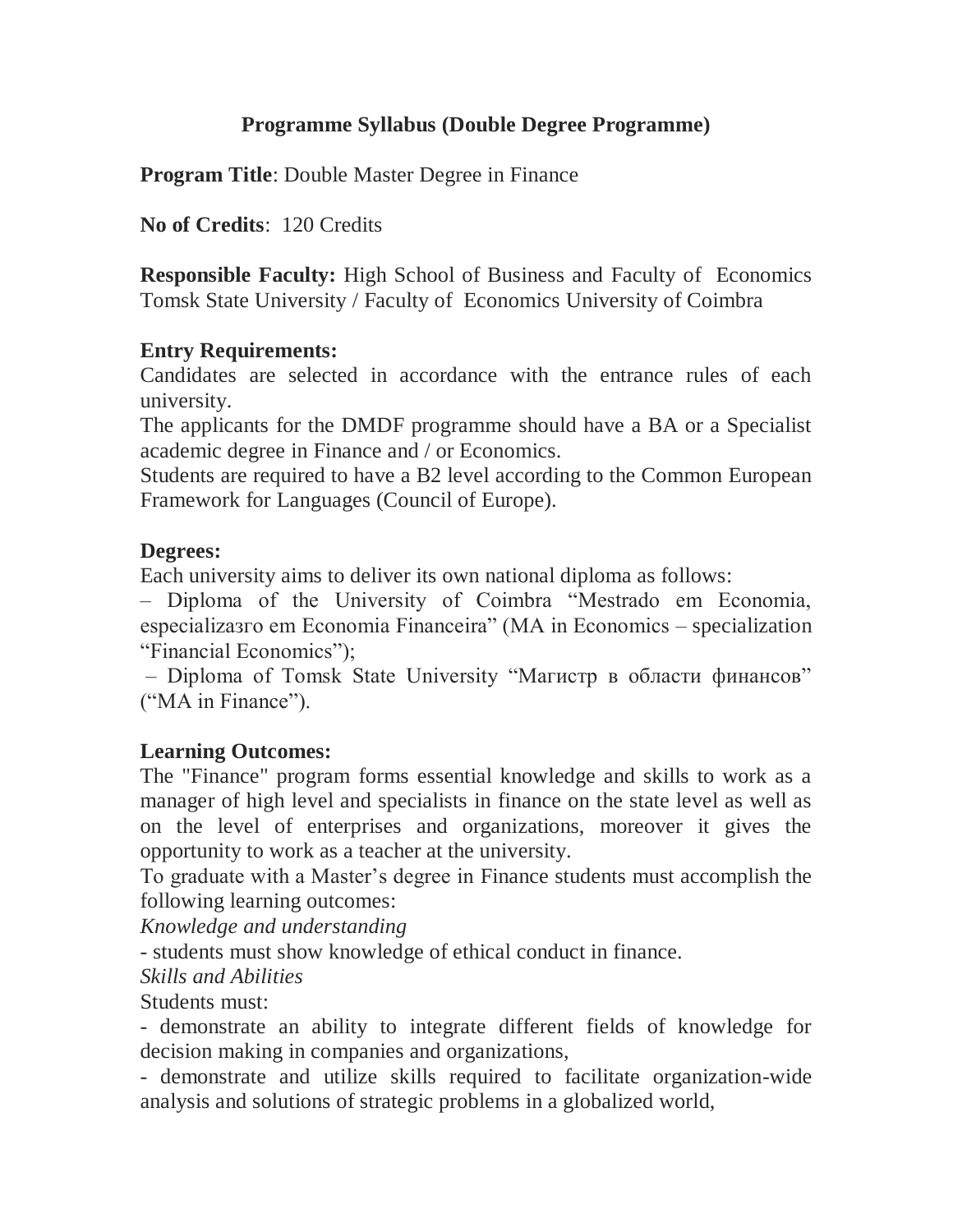# Programme Syllabus (Double Degree Programme)

**Program Title**: Double Master Degree in Finance

**No of Credits**: 120 Credits

**Responsible Faculty:** High School of Business and Faculty of Economics Tomsk State University / Faculty of Economics University of Coimbra

**Entry Requirements:**

Candidates are selected in accordance with the entrance rules of each university.

The applicants for the DMDF programme should have a BA or a Specialist academic degree in Finance and / or Economics.

Students are required to have a B2 level according to the Common European Framework for Languages (Council of Europe).

**Degrees:**

Each university aims to deliver its own national diploma as follows:

– Diploma of the University of Coimbra “Mestrado em Economia, especializaзгo em Economia Financeira” (MA in Economics – specialization “Financial Economics”);

– Diploma of Tomsk State University “Магистр в области финансов” (“MA in Finance”).

**Learning Outcomes:**

The "Finance" program forms essential knowledge and skills to work as a manager of high level and specialists in finance on the state level as well as on the level of enterprises and organizations, moreover it gives the opportunity to work as a teacher at the university.

To graduate with a Master’s degree in Finance students must accomplish the following learning outcomes:

*Knowledge and understanding*

- students must show knowledge of ethical conduct in finance.

*Skills and Abilities*

Students must:

- demonstrate an ability to integrate different fields of knowledge for decision making in companies and organizations,
- demonstrate and utilize skills required to facilitate organization-wide analysis and solutions of strategic problems in a globalized world,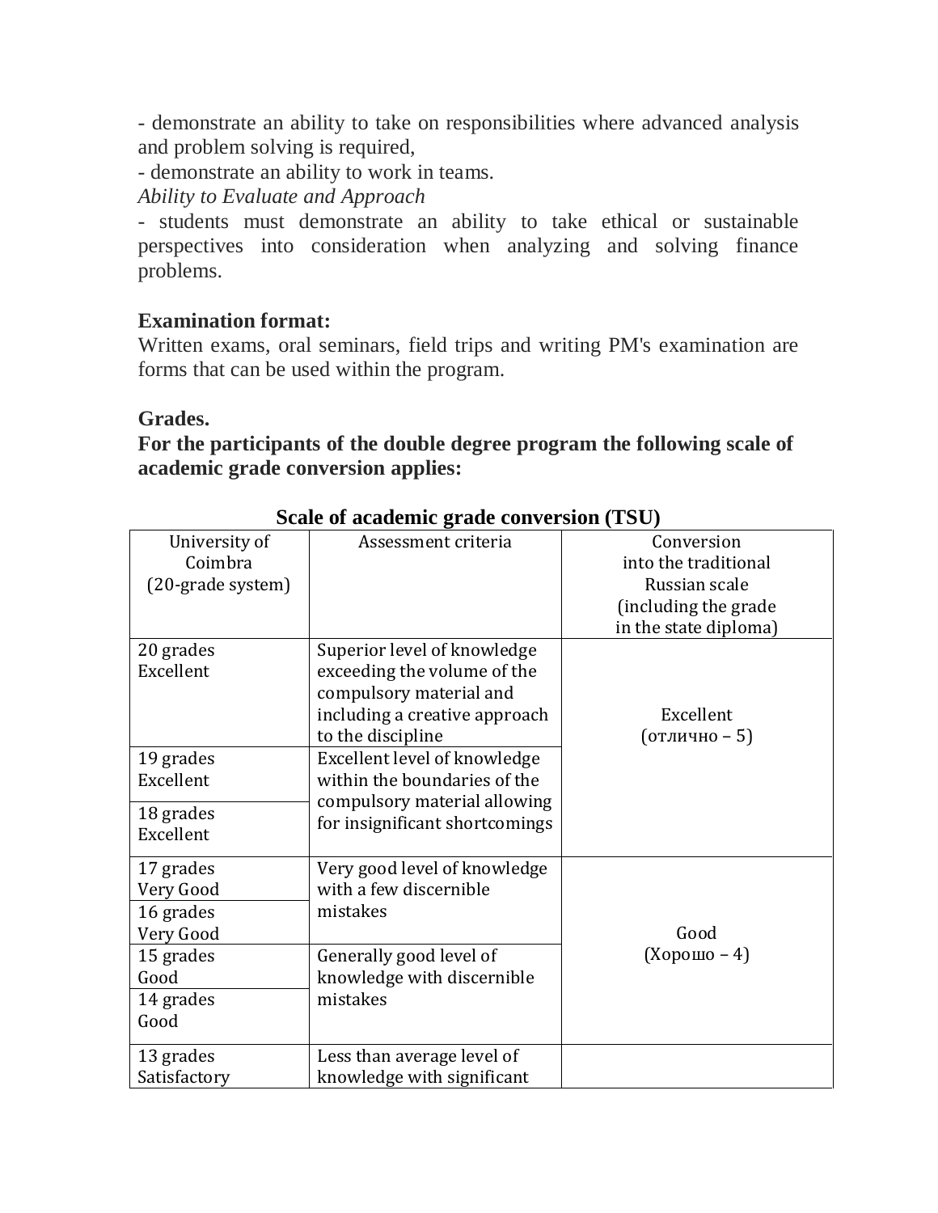- demonstrate an ability to take on responsibilities where advanced analysis and problem solving is required,
- demonstrate an ability to work in teams.

*Ability to Evaluate and Approach*

- students must demonstrate an ability to take ethical or sustainable perspectives into consideration when analyzing and solving finance problems.

**Examination format:**

Written exams, oral seminars, field trips and writing PM's examination are forms that can be used within the program.

**Grades.**

**For the participants of the double degree program the following scale of academic grade conversion applies:**

**Scale of academic grade conversion (TSU)**

| University of Coimbra (20-grade system) | Assessment criteria | Conversion into the traditional Russian scale (including the grade in the state diploma) |
|---|---|---|
| 20 grades Excellent | Superior level of knowledge exceeding the volume of the compulsory material and including a creative approach to the discipline | Excellent (отлично – 5) |
| 19 grades Excellent | Excellent level of knowledge within the boundaries of the compulsory material allowing for insignificant shortcomings | |
| 18 grades Excellent | | |
| 17 grades Very Good | Very good level of knowledge with a few discernible mistakes | Good (Хорошо – 4) |
| 16 grades Very Good | | |
| 15 grades Good | Generally good level of knowledge with discernible mistakes | |
| 14 grades Good | | |
| 13 grades Satisfactory | Less than average level of knowledge with significant | |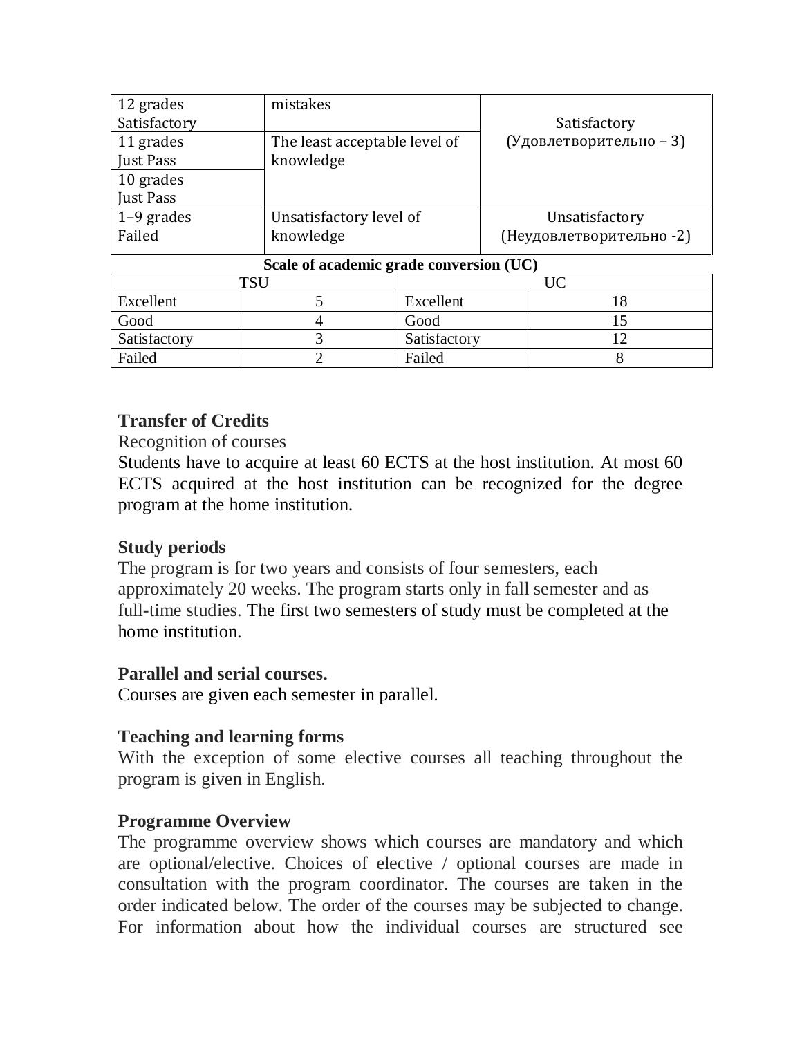| 12 grades Satisfactory | mistakes | Satisfactory (Удовлетворительно – 3) |
|---|---|---|
| 11 grades Just Pass | The least acceptable level of knowledge | |
| 10 grades Just Pass | | |
| 1–9 grades Failed | Unsatisfactory level of knowledge | Unsatisfactory (Неудовлетворительно -2) |

**Scale of academic grade conversion (UC)**

| TSU | | UC | |
|---|---|---|---|
| Excellent | 5 | Excellent | 18 |
| Good | 4 | Good | 15 |
| Satisfactory | 3 | Satisfactory | 12 |
| Failed | 2 | Failed | 8 |

**Transfer of Credits**

Recognition of courses

Students have to acquire at least 60 ECTS at the host institution. At most 60 ECTS acquired at the host institution can be recognized for the degree program at the home institution.

**Study periods**

The program is for two years and consists of four semesters, each approximately 20 weeks. The program starts only in fall semester and as full-time studies. The first two semesters of study must be completed at the home institution.

**Parallel and serial courses.**

Courses are given each semester in parallel.

**Teaching and learning forms**

With the exception of some elective courses all teaching throughout the program is given in English.

**Programme Overview**

The programme overview shows which courses are mandatory and which are optional/elective. Choices of elective / optional courses are made in consultation with the program coordinator. The courses are taken in the order indicated below. The order of the courses may be subjected to change. For information about how the individual courses are structured see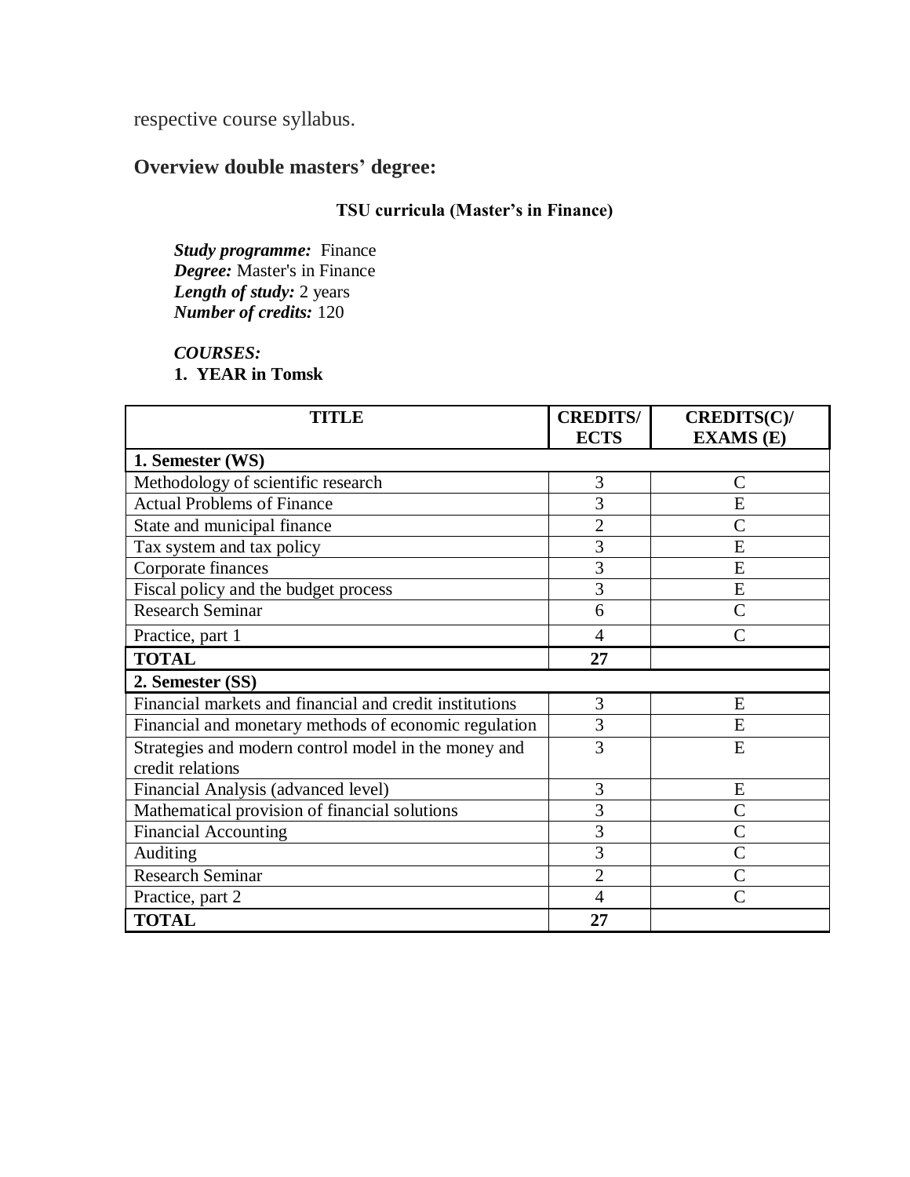respective course syllabus.

## Overview double masters' degree:

### TSU curricula (Master's in Finance)

***Study programme:*** Finance
***Degree:*** Master's in Finance
***Length of study:*** 2 years
***Number of credits:*** 120

***COURSES:***
**1. YEAR in Tomsk**

| TITLE | CREDITS/ ECTS | CREDITS(C)/ EXAMS (E) |
|---|---|---|
| **1. Semester (WS)** | | |
| Methodology of scientific research | 3 | C |
| Actual Problems of Finance | 3 | E |
| State and municipal finance | 2 | C |
| Tax system and tax policy | 3 | E |
| Corporate finances | 3 | E |
| Fiscal policy and the budget process | 3 | E |
| Research Seminar | 6 | C |
| Practice, part 1 | 4 | C |
| **TOTAL** | **27** | |
| **2. Semester (SS)** | | |
| Financial markets and financial and credit institutions | 3 | E |
| Financial and monetary methods of economic regulation | 3 | E |
| Strategies and modern control model in the money and credit relations | 3 | E |
| Financial Analysis (advanced level) | 3 | E |
| Mathematical provision of financial solutions | 3 | C |
| Financial Accounting | 3 | C |
| Auditing | 3 | C |
| Research Seminar | 2 | C |
| Practice, part 2 | 4 | C |
| **TOTAL** | **27** | |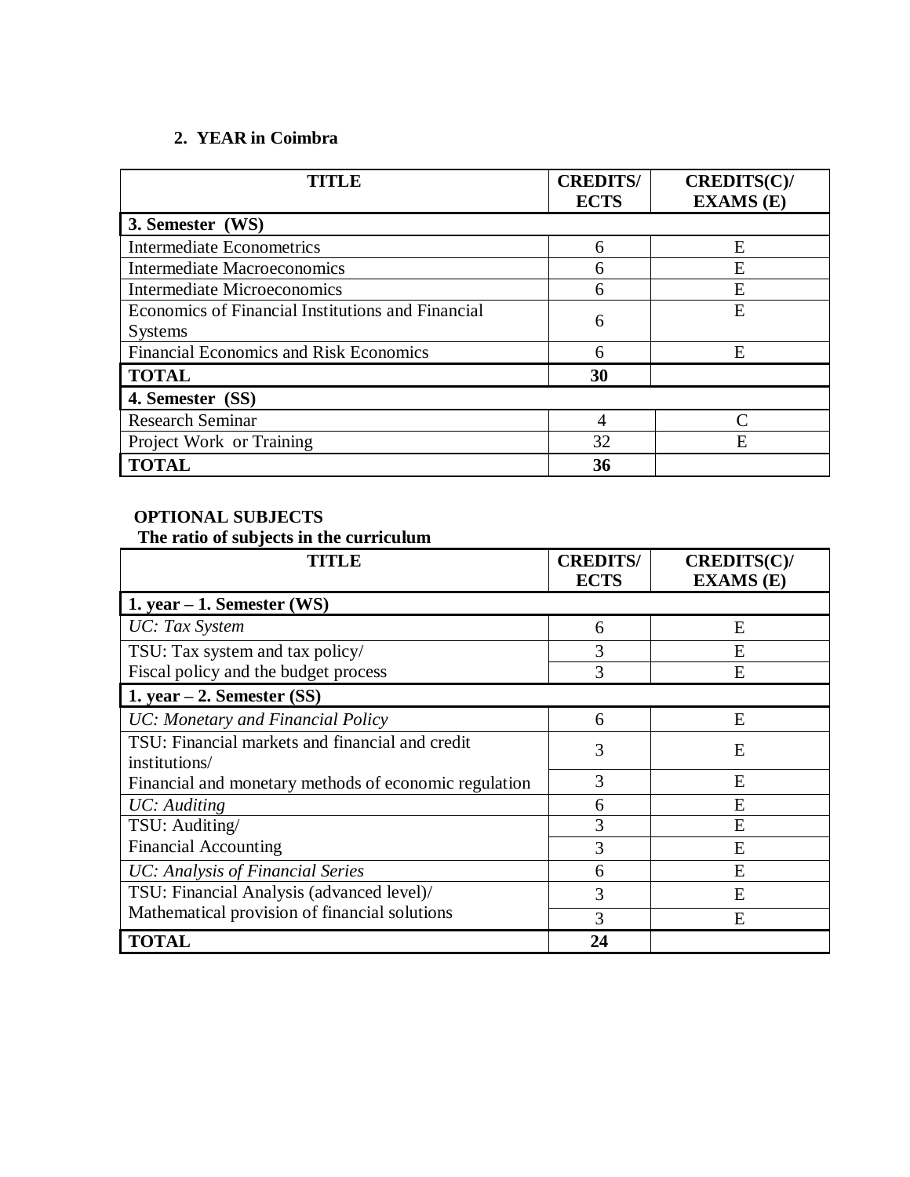## 2. YEAR in Coimbra

| TITLE | CREDITS/ ECTS | CREDITS(C)/ EXAMS (E) |
|---|---|---|
| **3. Semester (WS)** | | |
| Intermediate Econometrics | 6 | E |
| Intermediate Macroeconomics | 6 | E |
| Intermediate Microeconomics | 6 | E |
| Economics of Financial Institutions and Financial Systems | 6 | E |
| Financial Economics and Risk Economics | 6 | E |
| **TOTAL** | **30** | |
| **4. Semester (SS)** | | |
| Research Seminar | 4 | C |
| Project Work or Training | 32 | E |
| **TOTAL** | **36** | |

**OPTIONAL SUBJECTS**

**The ratio of subjects in the curriculum**

| TITLE | CREDITS/ ECTS | CREDITS(C)/ EXAMS (E) |
|---|---|---|
| **1. year – 1. Semester (WS)** | | |
| *UC: Tax System* | 6 | E |
| TSU: Tax system and tax policy/ | 3 | E |
| Fiscal policy and the budget process | 3 | E |
| **1. year – 2. Semester (SS)** | | |
| *UC: Monetary and Financial Policy* | 6 | E |
| TSU: Financial markets and financial and credit institutions/ | 3 | E |
| Financial and monetary methods of economic regulation | 3 | E |
| *UC: Auditing* | 6 | E |
| TSU: Auditing/ | 3 | E |
| Financial Accounting | 3 | E |
| *UC: Analysis of Financial Series* | 6 | E |
| TSU: Financial Analysis (advanced level)/ | 3 | E |
| Mathematical provision of financial solutions | 3 | E |
| **TOTAL** | **24** | |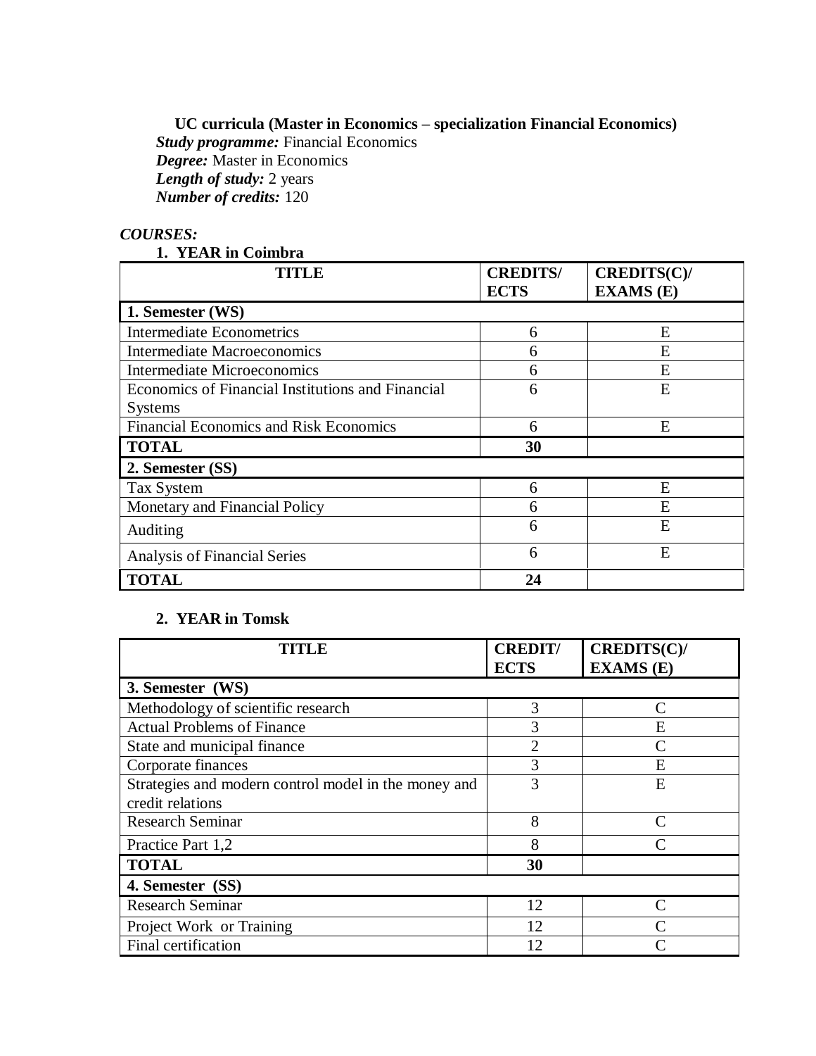**UC curricula (Master in Economics – specialization Financial Economics)**

***Study programme:*** Financial Economics
***Degree:*** Master in Economics
***Length of study:*** 2 years
***Number of credits:*** 120

***COURSES:***

**1. YEAR in Coimbra**

| TITLE | CREDITS/ ECTS | CREDITS(C)/ EXAMS (E) |
|---|---|---|
| **1. Semester (WS)** | | |
| Intermediate Econometrics | 6 | E |
| Intermediate Macroeconomics | 6 | E |
| Intermediate Microeconomics | 6 | E |
| Economics of Financial Institutions and Financial Systems | 6 | E |
| Financial Economics and Risk Economics | 6 | E |
| **TOTAL** | **30** | |
| **2. Semester (SS)** | | |
| Tax System | 6 | E |
| Monetary and Financial Policy | 6 | E |
| Auditing | 6 | E |
| Analysis of Financial Series | 6 | E |
| **TOTAL** | **24** | |

**2. YEAR in Tomsk**

| TITLE | CREDIT/ ECTS | CREDITS(C)/ EXAMS (E) |
|---|---|---|
| **3. Semester (WS)** | | |
| Methodology of scientific research | 3 | C |
| Actual Problems of Finance | 3 | E |
| State and municipal finance | 2 | C |
| Corporate finances | 3 | E |
| Strategies and modern control model in the money and credit relations | 3 | E |
| Research Seminar | 8 | C |
| Practice Part 1,2 | 8 | C |
| **TOTAL** | **30** | |
| **4. Semester (SS)** | | |
| Research Seminar | 12 | C |
| Project Work or Training | 12 | C |
| Final certification | 12 | C |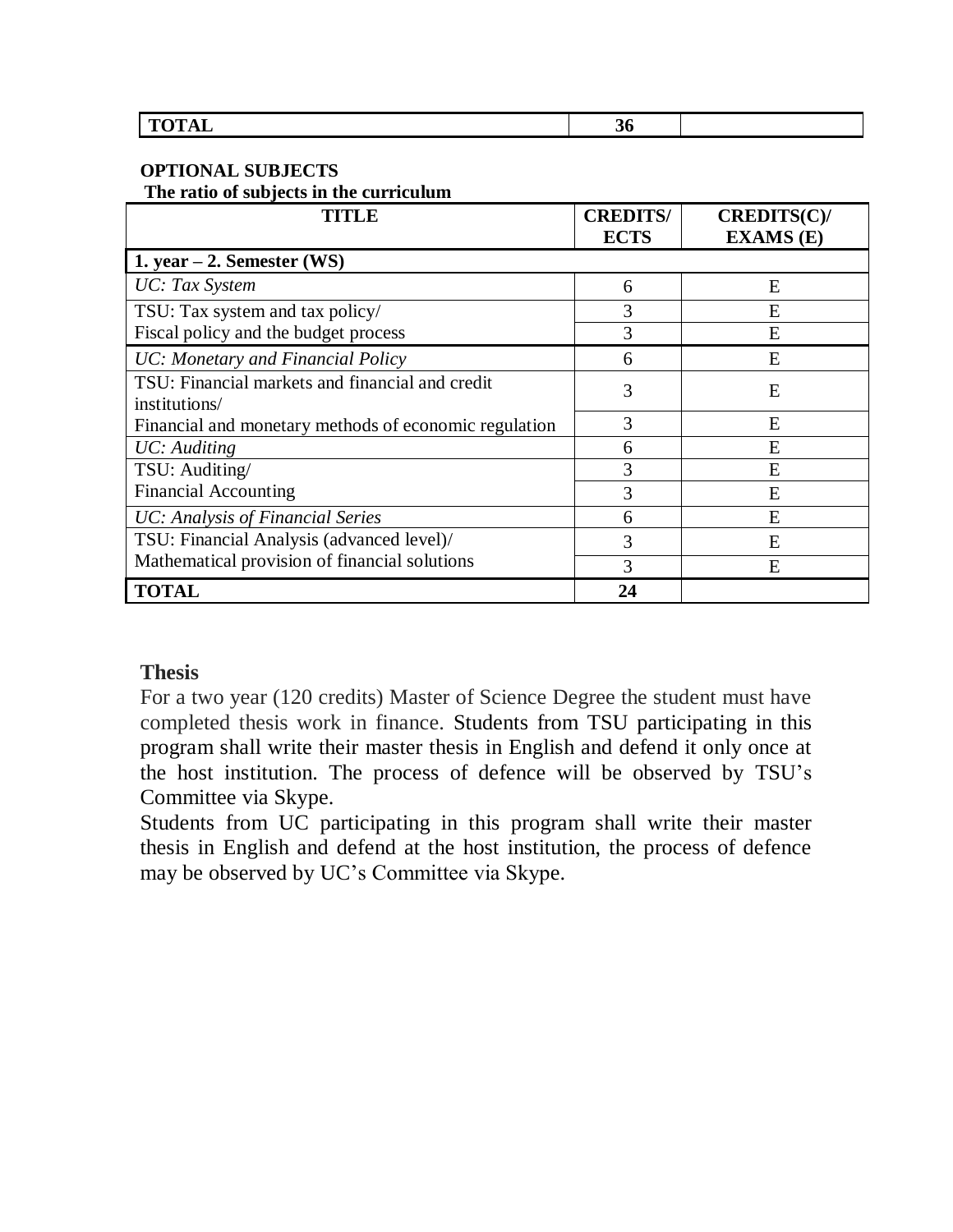| | | |
|---|---|---|
| **TOTAL** | **36** | |

**OPTIONAL SUBJECTS**

**The ratio of subjects in the curriculum**

| TITLE | CREDITS/ ECTS | CREDITS(C)/ EXAMS (E) |
|---|---|---|
| **1. year – 2. Semester (WS)** | | |
| *UC: Tax System* | 6 | E |
| TSU: Tax system and tax policy/ | 3 | E |
| Fiscal policy and the budget process | 3 | E |
| *UC: Monetary and Financial Policy* | 6 | E |
| TSU: Financial markets and financial and credit institutions/ | 3 | E |
| Financial and monetary methods of economic regulation | 3 | E |
| *UC: Auditing* | 6 | E |
| TSU: Auditing/ | 3 | E |
| Financial Accounting | 3 | E |
| *UC: Analysis of Financial Series* | 6 | E |
| TSU: Financial Analysis (advanced level)/ | 3 | E |
| Mathematical provision of financial solutions | 3 | E |
| **TOTAL** | **24** | |

**Thesis**

For a two year (120 credits) Master of Science Degree the student must have completed thesis work in finance. Students from TSU participating in this program shall write their master thesis in English and defend it only once at the host institution. The process of defence will be observed by TSU's Committee via Skype.

Students from UC participating in this program shall write their master thesis in English and defend at the host institution, the process of defence may be observed by UC's Committee via Skype.